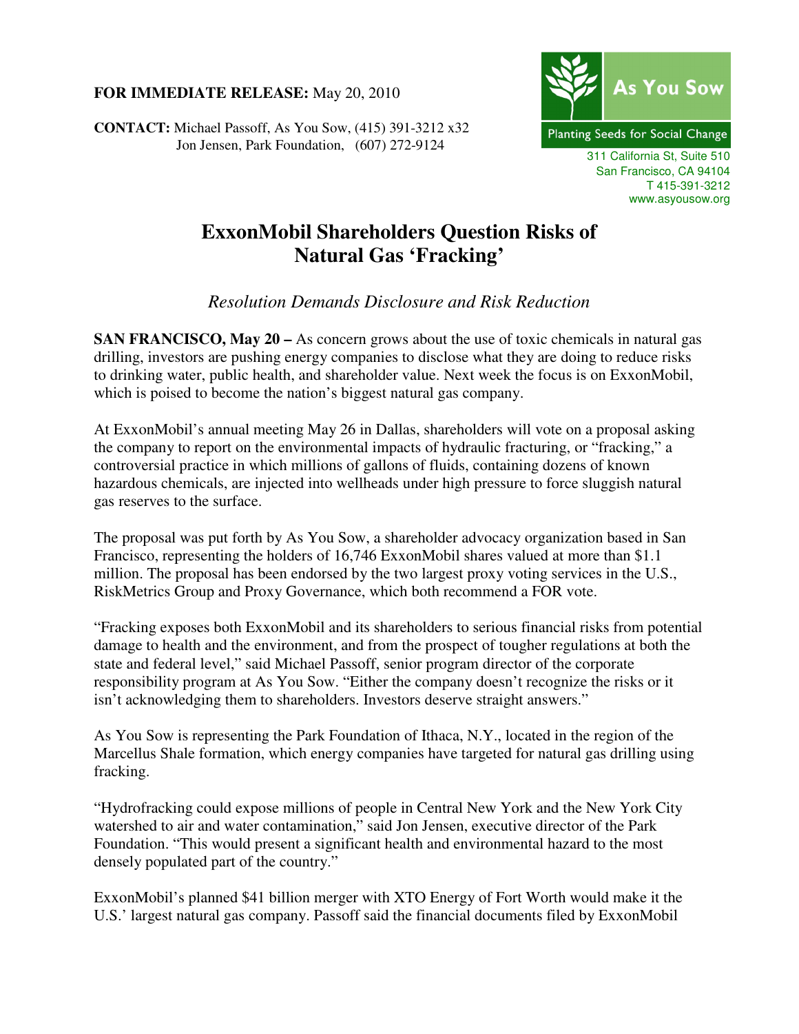**FOR IMMEDIATE RELEASE:** May 20, 2010

**CONTACT:** Michael Passoff, As You Sow, (415) 391-3212 x32
Jon Jensen, Park Foundation, (607) 272-9124

As You Sow
Planting Seeds for Social Change
311 California St, Suite 510
San Francisco, CA 94104
T 415-391-3212
www.asyousow.org

# ExxonMobil Shareholders Question Risks of Natural Gas 'Fracking'

*Resolution Demands Disclosure and Risk Reduction*

**SAN FRANCISCO, May 20 –** As concern grows about the use of toxic chemicals in natural gas drilling, investors are pushing energy companies to disclose what they are doing to reduce risks to drinking water, public health, and shareholder value. Next week the focus is on ExxonMobil, which is poised to become the nation's biggest natural gas company.

At ExxonMobil's annual meeting May 26 in Dallas, shareholders will vote on a proposal asking the company to report on the environmental impacts of hydraulic fracturing, or "fracking," a controversial practice in which millions of gallons of fluids, containing dozens of known hazardous chemicals, are injected into wellheads under high pressure to force sluggish natural gas reserves to the surface.

The proposal was put forth by As You Sow, a shareholder advocacy organization based in San Francisco, representing the holders of 16,746 ExxonMobil shares valued at more than $1.1 million. The proposal has been endorsed by the two largest proxy voting services in the U.S., RiskMetrics Group and Proxy Governance, which both recommend a FOR vote.

"Fracking exposes both ExxonMobil and its shareholders to serious financial risks from potential damage to health and the environment, and from the prospect of tougher regulations at both the state and federal level," said Michael Passoff, senior program director of the corporate responsibility program at As You Sow. "Either the company doesn't recognize the risks or it isn't acknowledging them to shareholders. Investors deserve straight answers."

As You Sow is representing the Park Foundation of Ithaca, N.Y., located in the region of the Marcellus Shale formation, which energy companies have targeted for natural gas drilling using fracking.

"Hydrofracking could expose millions of people in Central New York and the New York City watershed to air and water contamination," said Jon Jensen, executive director of the Park Foundation. "This would present a significant health and environmental hazard to the most densely populated part of the country."

ExxonMobil's planned $41 billion merger with XTO Energy of Fort Worth would make it the U.S.' largest natural gas company. Passoff said the financial documents filed by ExxonMobil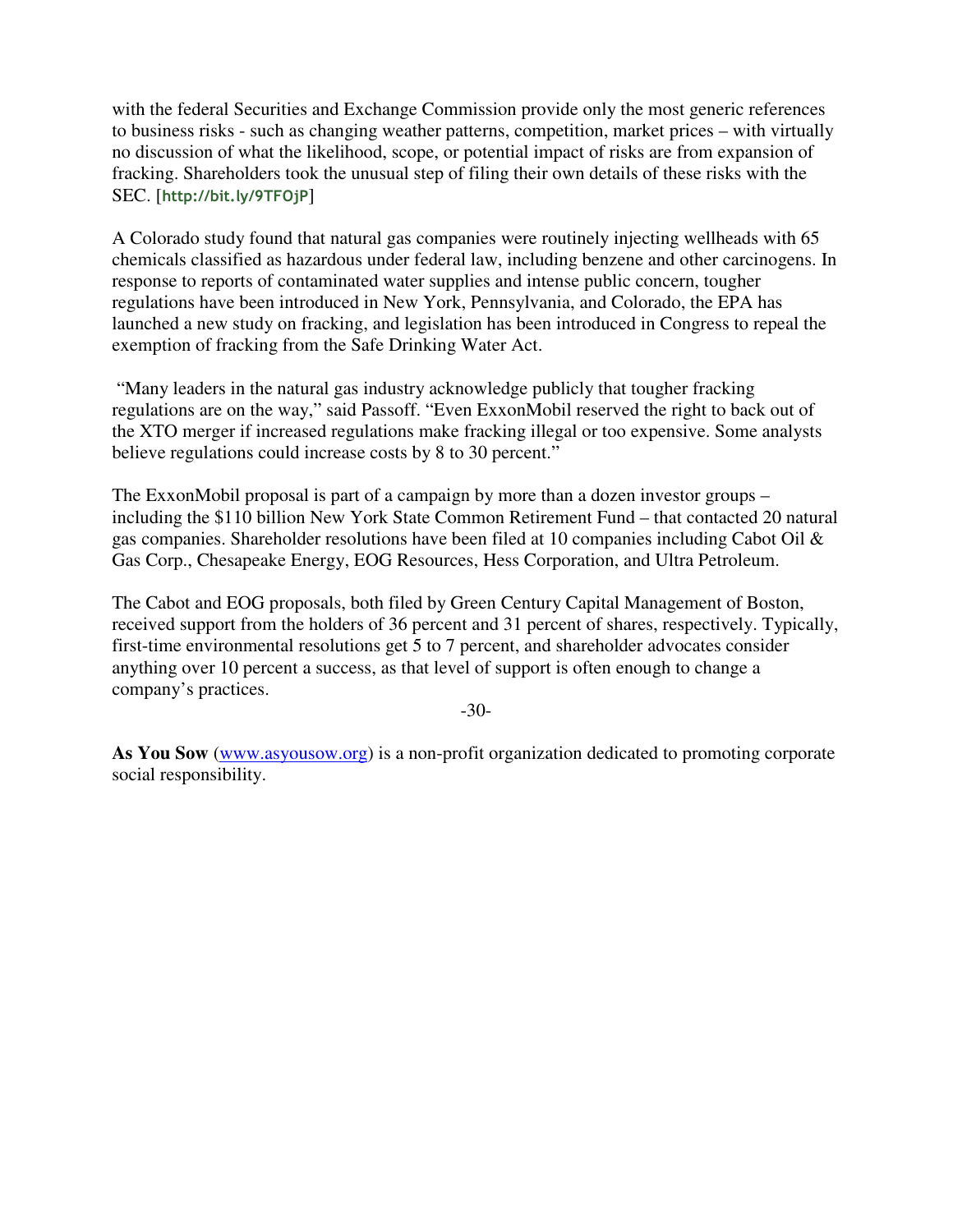with the federal Securities and Exchange Commission provide only the most generic references to business risks - such as changing weather patterns, competition, market prices – with virtually no discussion of what the likelihood, scope, or potential impact of risks are from expansion of fracking. Shareholders took the unusual step of filing their own details of these risks with the SEC. [http://bit.ly/9TFOjP]

A Colorado study found that natural gas companies were routinely injecting wellheads with 65 chemicals classified as hazardous under federal law, including benzene and other carcinogens. In response to reports of contaminated water supplies and intense public concern, tougher regulations have been introduced in New York, Pennsylvania, and Colorado, the EPA has launched a new study on fracking, and legislation has been introduced in Congress to repeal the exemption of fracking from the Safe Drinking Water Act.

"Many leaders in the natural gas industry acknowledge publicly that tougher fracking regulations are on the way," said Passoff. "Even ExxonMobil reserved the right to back out of the XTO merger if increased regulations make fracking illegal or too expensive. Some analysts believe regulations could increase costs by 8 to 30 percent."

The ExxonMobil proposal is part of a campaign by more than a dozen investor groups – including the $110 billion New York State Common Retirement Fund – that contacted 20 natural gas companies. Shareholder resolutions have been filed at 10 companies including Cabot Oil & Gas Corp., Chesapeake Energy, EOG Resources, Hess Corporation, and Ultra Petroleum.

The Cabot and EOG proposals, both filed by Green Century Capital Management of Boston, received support from the holders of 36 percent and 31 percent of shares, respectively. Typically, first-time environmental resolutions get 5 to 7 percent, and shareholder advocates consider anything over 10 percent a success, as that level of support is often enough to change a company's practices.

-30-

**As You Sow** (www.asyousow.org) is a non-profit organization dedicated to promoting corporate social responsibility.